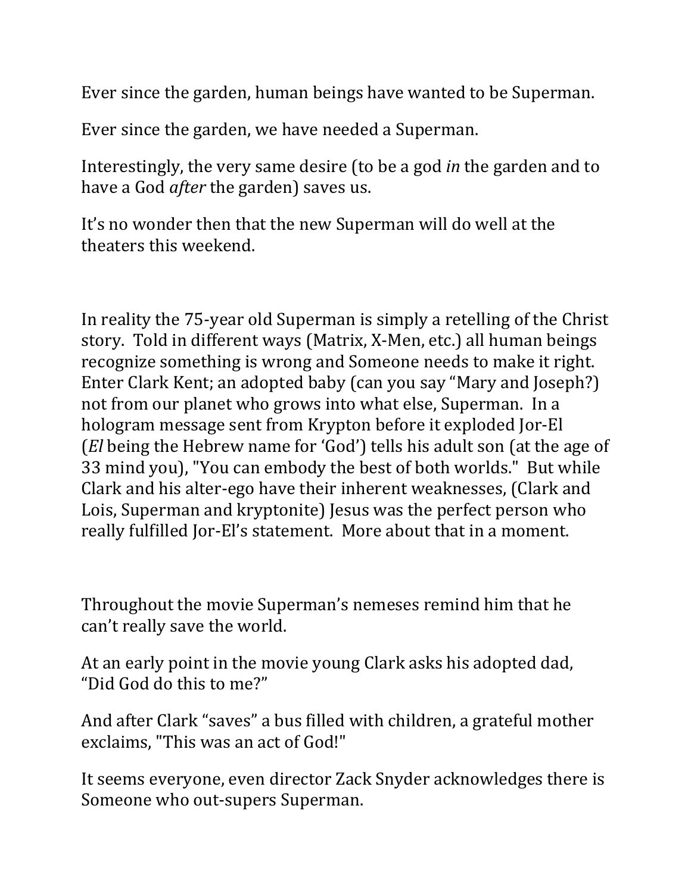Ever since the garden, human beings have wanted to be Superman.

Ever since the garden, we have needed a Superman.

Interestingly, the very same desire (to be a god *in* the garden and to have a God *after* the garden) saves us.

It's no wonder then that the new Superman will do well at the theaters this weekend.

In reality the 75-year old Superman is simply a retelling of the Christ story. Told in different ways (Matrix, X-Men, etc.) all human beings recognize something is wrong and Someone needs to make it right. Enter Clark Kent; an adopted baby (can you say "Mary and Joseph?) not from our planet who grows into what else, Superman. In a hologram message sent from Krypton before it exploded Jor-El (*El* being the Hebrew name for 'God') tells his adult son (at the age of 33 mind you), "You can embody the best of both worlds." But while Clark and his alter-ego have their inherent weaknesses, (Clark and Lois, Superman and kryptonite) Jesus was the perfect person who really fulfilled Jor-El's statement. More about that in a moment.

Throughout the movie Superman's nemeses remind him that he can't really save the world.

At an early point in the movie young Clark asks his adopted dad, "Did God do this to me?"

And after Clark "saves" a bus filled with children, a grateful mother exclaims, "This was an act of God!"

It seems everyone, even director Zack Snyder acknowledges there is Someone who out-supers Superman.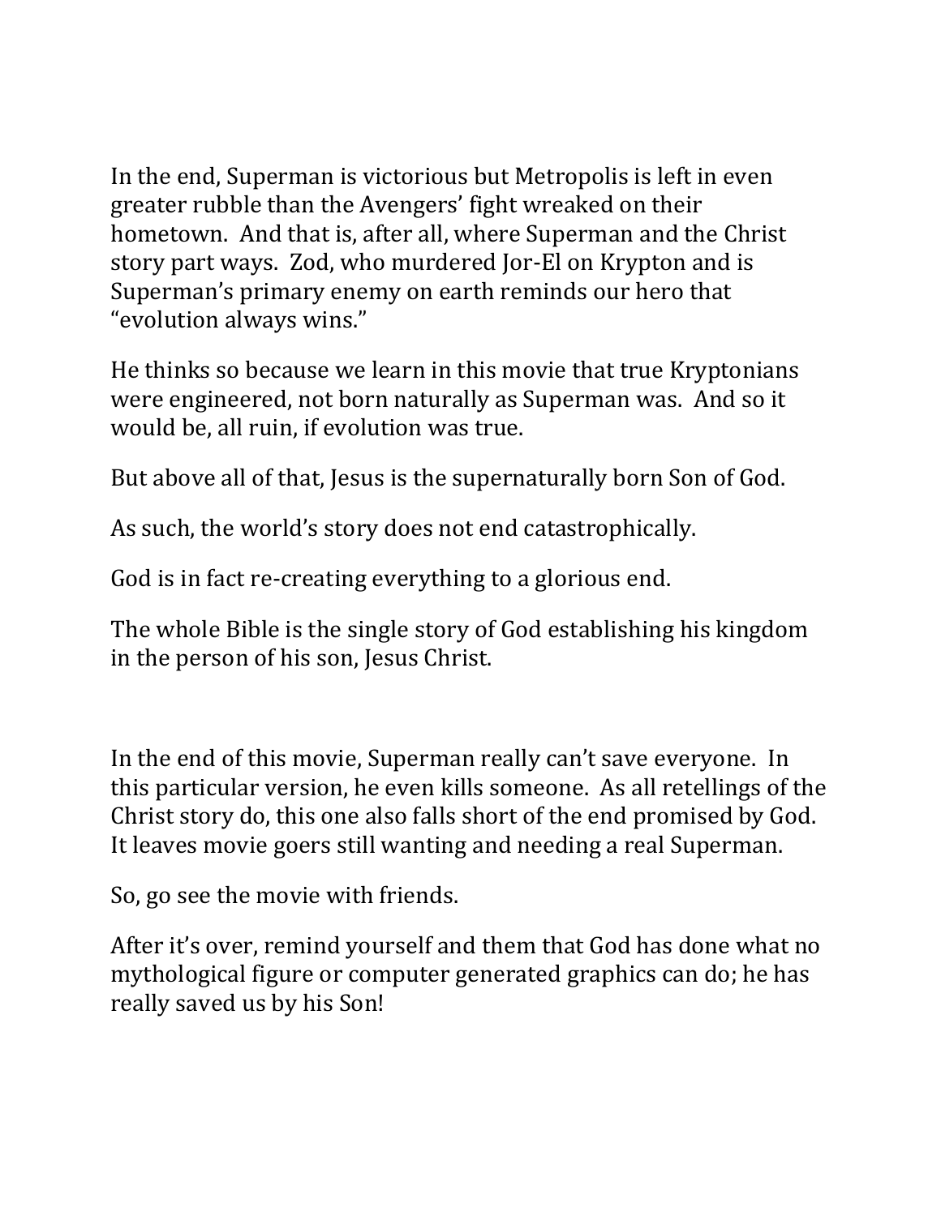In the end, Superman is victorious but Metropolis is left in even greater rubble than the Avengers' fight wreaked on their hometown. And that is, after all, where Superman and the Christ story part ways. Zod, who murdered Jor-El on Krypton and is Superman's primary enemy on earth reminds our hero that "evolution always wins."

He thinks so because we learn in this movie that true Kryptonians were engineered, not born naturally as Superman was. And so it would be, all ruin, if evolution was true.

But above all of that, Jesus is the supernaturally born Son of God.

As such, the world's story does not end catastrophically.

God is in fact re-creating everything to a glorious end.

The whole Bible is the single story of God establishing his kingdom in the person of his son, Jesus Christ.

In the end of this movie, Superman really can't save everyone. In this particular version, he even kills someone. As all retellings of the Christ story do, this one also falls short of the end promised by God. It leaves movie goers still wanting and needing a real Superman.

So, go see the movie with friends.

After it's over, remind yourself and them that God has done what no mythological figure or computer generated graphics can do; he has really saved us by his Son!